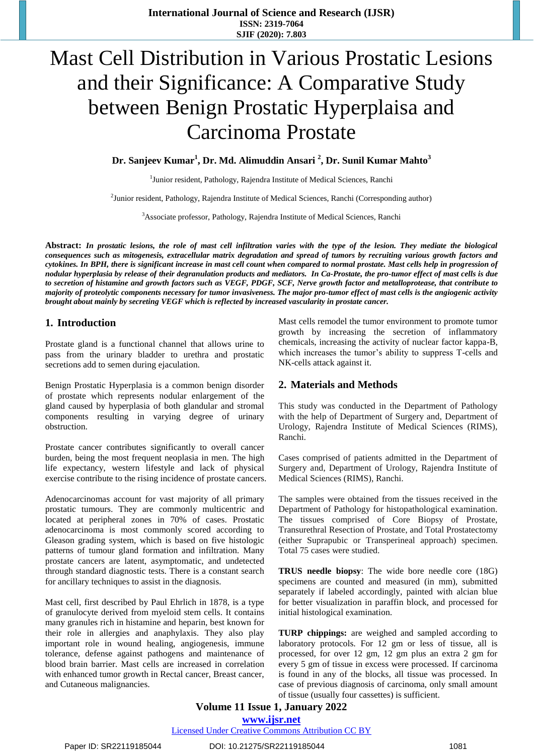# Mast Cell Distribution in Various Prostatic Lesions and their Significance: A Comparative Study between Benign Prostatic Hyperplaisa and Carcinoma Prostate

**Dr. Sanjeev Kumar[1], Dr. Md. Alimuddin Ansari [2], Dr. Sunil Kumar Mahto[3]**

[1]Junior resident, Pathology, Rajendra Institute of Medical Sciences, Ranchi

[2]Junior resident, Pathology, Rajendra Institute of Medical Sciences, Ranchi (Corresponding author)

[3]Associate professor, Pathology, Rajendra Institute of Medical Sciences, Ranchi

**Abstract:** ***In prostatic lesions, the role of mast cell infiltration varies with the type of the lesion. They mediate the biological consequences such as mitogenesis, extracellular matrix degradation and spread of tumors by recruiting various growth factors and cytokines. In BPH, there is significant increase in mast cell count when compared to normal prostate. Mast cells help in progression of nodular hyperplasia by release of their degranulation products and mediators. In Ca-Prostate, the pro-tumor effect of mast cells is due to secretion of histamine and growth factors such as VEGF, PDGF, SCF, Nerve growth factor and metalloprotease, that contribute to majority of proteolytic components necessary for tumor invasiveness. The major pro-tumor effect of mast cells is the angiogenic activity brought about mainly by secreting VEGF which is reflected by increased vascularity in prostate cancer.***

## 1. Introduction

Prostate gland is a functional channel that allows urine to pass from the urinary bladder to urethra and prostatic secretions add to semen during ejaculation.

Benign Prostatic Hyperplasia is a common benign disorder of prostate which represents nodular enlargement of the gland caused by hyperplasia of both glandular and stromal components resulting in varying degree of urinary obstruction.

Prostate cancer contributes significantly to overall cancer burden, being the most frequent neoplasia in men. The high life expectancy, western lifestyle and lack of physical exercise contribute to the rising incidence of prostate cancers.

Adenocarcinomas account for vast majority of all primary prostatic tumours. They are commonly multicentric and located at peripheral zones in 70% of cases. Prostatic adenocarcinoma is most commonly scored according to Gleason grading system, which is based on five histologic patterns of tumour gland formation and infiltration. Many prostate cancers are latent, asymptomatic, and undetected through standard diagnostic tests. There is a constant search for ancillary techniques to assist in the diagnosis.

Mast cell, first described by Paul Ehrlich in 1878, is a type of granulocyte derived from myeloid stem cells. It contains many granules rich in histamine and heparin, best known for their role in allergies and anaphylaxis. They also play important role in wound healing, angiogenesis, immune tolerance, defense against pathogens and maintenance of blood brain barrier. Mast cells are increased in correlation with enhanced tumor growth in Rectal cancer, Breast cancer, and Cutaneous malignancies.

Mast cells remodel the tumor environment to promote tumor growth by increasing the secretion of inflammatory chemicals, increasing the activity of nuclear factor kappa-B, which increases the tumor's ability to suppress T-cells and NK-cells attack against it.

## 2. Materials and Methods

This study was conducted in the Department of Pathology with the help of Department of Surgery and, Department of Urology, Rajendra Institute of Medical Sciences (RIMS), Ranchi.

Cases comprised of patients admitted in the Department of Surgery and, Department of Urology, Rajendra Institute of Medical Sciences (RIMS), Ranchi.

The samples were obtained from the tissues received in the Department of Pathology for histopathological examination. The tissues comprised of Core Biopsy of Prostate, Transurethral Resection of Prostate, and Total Prostatectomy (either Suprapubic or Transperineal approach) specimen. Total 75 cases were studied.

**TRUS needle biopsy**: The wide bore needle core (18G) specimens are counted and measured (in mm), submitted separately if labeled accordingly, painted with alcian blue for better visualization in paraffin block, and processed for initial histological examination.

**TURP chippings:** are weighed and sampled according to laboratory protocols. For 12 gm or less of tissue, all is processed, for over 12 gm, 12 gm plus an extra 2 gm for every 5 gm of tissue in excess were processed. If carcinoma is found in any of the blocks, all tissue was processed. In case of previous diagnosis of carcinoma, only small amount of tissue (usually four cassettes) is sufficient.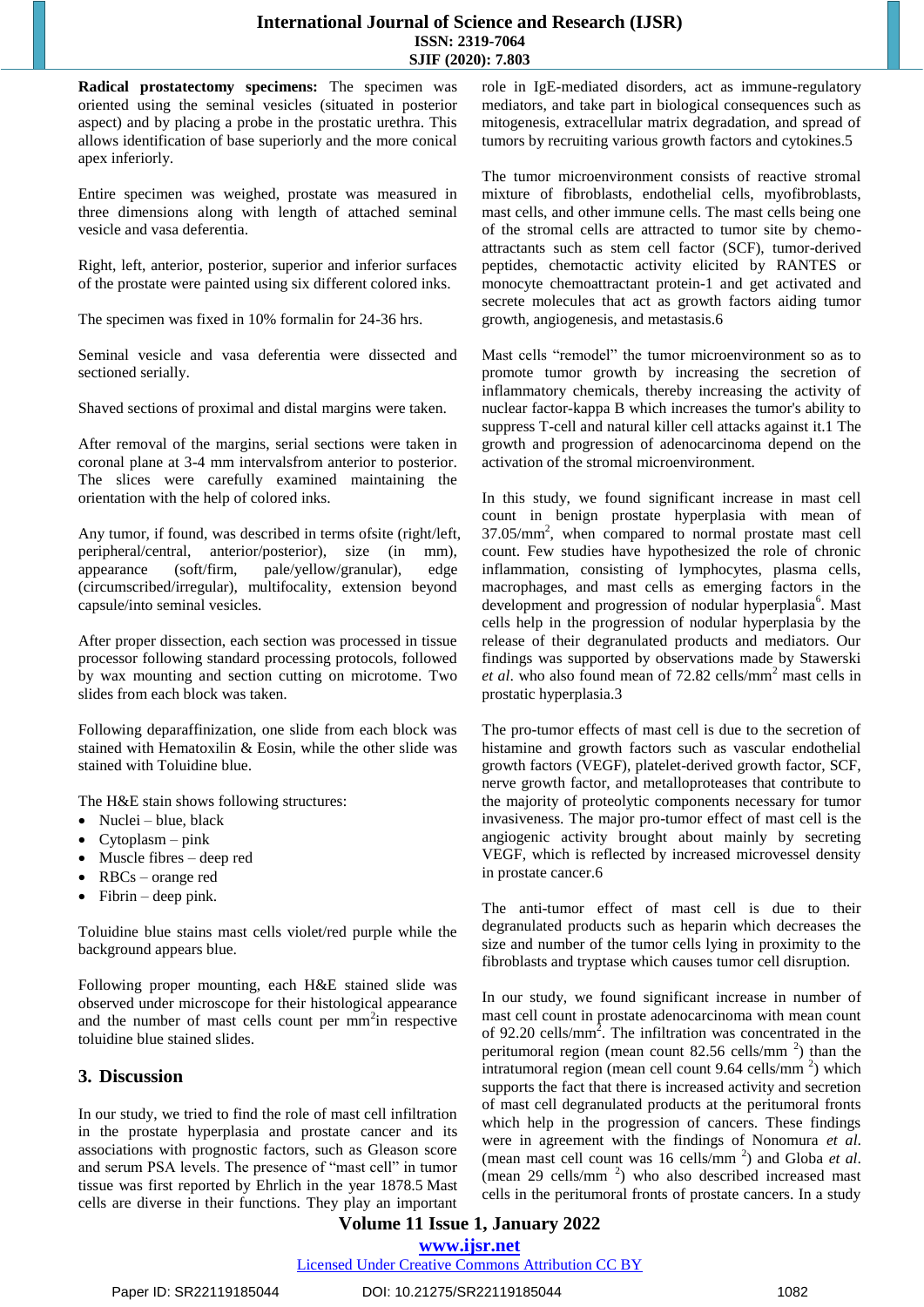**Radical prostatectomy specimens:** The specimen was oriented using the seminal vesicles (situated in posterior aspect) and by placing a probe in the prostatic urethra. This allows identification of base superiorly and the more conical apex inferiorly.

Entire specimen was weighed, prostate was measured in three dimensions along with length of attached seminal vesicle and vasa deferentia.

Right, left, anterior, posterior, superior and inferior surfaces of the prostate were painted using six different colored inks.

The specimen was fixed in 10% formalin for 24-36 hrs.

Seminal vesicle and vasa deferentia were dissected and sectioned serially.

Shaved sections of proximal and distal margins were taken.

After removal of the margins, serial sections were taken in coronal plane at 3-4 mm intervalsfrom anterior to posterior. The slices were carefully examined maintaining the orientation with the help of colored inks.

Any tumor, if found, was described in terms ofsite (right/left, peripheral/central, anterior/posterior), size (in mm), appearance (soft/firm, pale/yellow/granular), edge (circumscribed/irregular), multifocality, extension beyond capsule/into seminal vesicles.

After proper dissection, each section was processed in tissue processor following standard processing protocols, followed by wax mounting and section cutting on microtome. Two slides from each block was taken.

Following deparaffinization, one slide from each block was stained with Hematoxilin & Eosin, while the other slide was stained with Toluidine blue.

The H&E stain shows following structures:

- Nuclei – blue, black
- Cytoplasm – pink
- Muscle fibres – deep red
- RBCs – orange red
- Fibrin – deep pink.

Toluidine blue stains mast cells violet/red purple while the background appears blue.

Following proper mounting, each H&E stained slide was observed under microscope for their histological appearance and the number of mast cells count per $mm^2$in respective toluidine blue stained slides.

## 3. Discussion

In our study, we tried to find the role of mast cell infiltration in the prostate hyperplasia and prostate cancer and its associations with prognostic factors, such as Gleason score and serum PSA levels. The presence of "mast cell" in tumor tissue was first reported by Ehrlich in the year 1878.5 Mast cells are diverse in their functions. They play an important role in IgE-mediated disorders, act as immune-regulatory mediators, and take part in biological consequences such as mitogenesis, extracellular matrix degradation, and spread of tumors by recruiting various growth factors and cytokines.5

The tumor microenvironment consists of reactive stromal mixture of fibroblasts, endothelial cells, myofibroblasts, mast cells, and other immune cells. The mast cells being one of the stromal cells are attracted to tumor site by chemo-attractants such as stem cell factor (SCF), tumor-derived peptides, chemotactic activity elicited by RANTES or monocyte chemoattractant protein-1 and get activated and secrete molecules that act as growth factors aiding tumor growth, angiogenesis, and metastasis.6

Mast cells "remodel" the tumor microenvironment so as to promote tumor growth by increasing the secretion of inflammatory chemicals, thereby increasing the activity of nuclear factor-kappa B which increases the tumor's ability to suppress T-cell and natural killer cell attacks against it.1 The growth and progression of adenocarcinoma depend on the activation of the stromal microenvironment.

In this study, we found significant increase in mast cell count in benign prostate hyperplasia with mean of 37.05/$mm^2$, when compared to normal prostate mast cell count. Few studies have hypothesized the role of chronic inflammation, consisting of lymphocytes, plasma cells, macrophages, and mast cells as emerging factors in the development and progression of nodular hyperplasia[6]. Mast cells help in the progression of nodular hyperplasia by the release of their degranulated products and mediators. Our findings was supported by observations made by Stawerski *et al*. who also found mean of 72.82 cells/$mm^2$ mast cells in prostatic hyperplasia.3

The pro-tumor effects of mast cell is due to the secretion of histamine and growth factors such as vascular endothelial growth factors (VEGF), platelet-derived growth factor, SCF, nerve growth factor, and metalloproteases that contribute to the majority of proteolytic components necessary for tumor invasiveness. The major pro-tumor effect of mast cell is the angiogenic activity brought about mainly by secreting VEGF, which is reflected by increased microvessel density in prostate cancer.6

The anti-tumor effect of mast cell is due to their degranulated products such as heparin which decreases the size and number of the tumor cells lying in proximity to the fibroblasts and tryptase which causes tumor cell disruption.

In our study, we found significant increase in number of mast cell count in prostate adenocarcinoma with mean count of 92.20 cells/$mm^2$. The infiltration was concentrated in the peritumoral region (mean count 82.56 cells/mm $^2$) than the intratumoral region (mean cell count 9.64 cells/mm $^2$) which supports the fact that there is increased activity and secretion of mast cell degranulated products at the peritumoral fronts which help in the progression of cancers. These findings were in agreement with the findings of Nonomura *et al*. (mean mast cell count was 16 cells/mm $^2$) and Globa *et al*. (mean 29 cells/mm $^2$) who also described increased mast cells in the peritumoral fronts of prostate cancers. In a study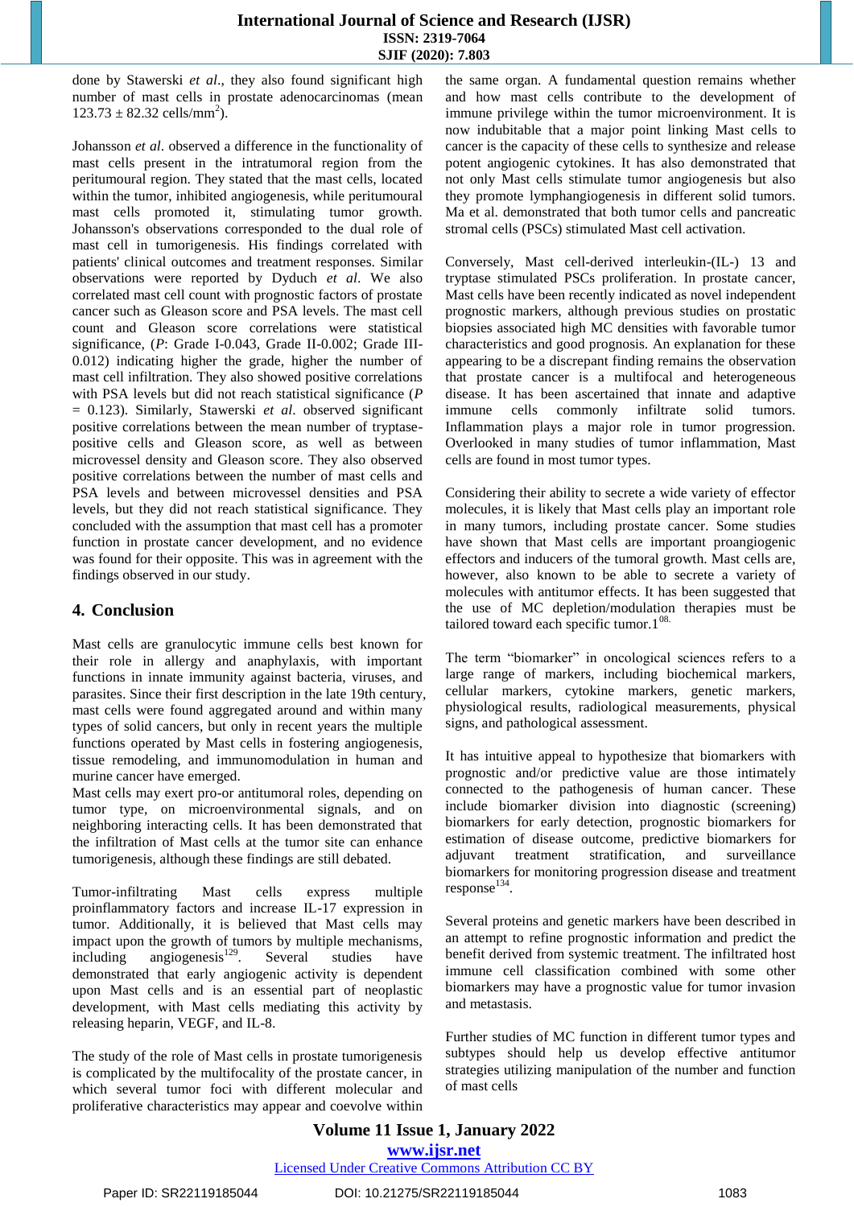done by Stawerski *et al*., they also found significant high number of mast cells in prostate adenocarcinomas (mean 123.73 ± 82.32 cells/mm$^2$).

Johansson *et al*. observed a difference in the functionality of mast cells present in the intratumoral region from the peritumoural region. They stated that the mast cells, located within the tumor, inhibited angiogenesis, while peritumoural mast cells promoted it, stimulating tumor growth. Johansson's observations corresponded to the dual role of mast cell in tumorigenesis. His findings correlated with patients' clinical outcomes and treatment responses. Similar observations were reported by Dyduch *et al*. We also correlated mast cell count with prognostic factors of prostate cancer such as Gleason score and PSA levels. The mast cell count and Gleason score correlations were statistical significance, (*P*: Grade I-0.043, Grade II-0.002; Grade III-0.012) indicating higher the grade, higher the number of mast cell infiltration. They also showed positive correlations with PSA levels but did not reach statistical significance (*P* = 0.123). Similarly, Stawerski *et al*. observed significant positive correlations between the mean number of tryptase-positive cells and Gleason score, as well as between microvessel density and Gleason score. They also observed positive correlations between the number of mast cells and PSA levels and between microvessel densities and PSA levels, but they did not reach statistical significance. They concluded with the assumption that mast cell has a promoter function in prostate cancer development, and no evidence was found for their opposite. This was in agreement with the findings observed in our study.

## 4. Conclusion

Mast cells are granulocytic immune cells best known for their role in allergy and anaphylaxis, with important functions in innate immunity against bacteria, viruses, and parasites. Since their first description in the late 19th century, mast cells were found aggregated around and within many types of solid cancers, but only in recent years the multiple functions operated by Mast cells in fostering angiogenesis, tissue remodeling, and immunomodulation in human and murine cancer have emerged.

Mast cells may exert pro-or antitumoral roles, depending on tumor type, on microenvironmental signals, and on neighboring interacting cells. It has been demonstrated that the infiltration of Mast cells at the tumor site can enhance tumorigenesis, although these findings are still debated.

Tumor-infiltrating Mast cells express multiple proinflammatory factors and increase IL-17 expression in tumor. Additionally, it is believed that Mast cells may impact upon the growth of tumors by multiple mechanisms, including angiogenesis[129]. Several studies have demonstrated that early angiogenic activity is dependent upon Mast cells and is an essential part of neoplastic development, with Mast cells mediating this activity by releasing heparin, VEGF, and IL-8.

The study of the role of Mast cells in prostate tumorigenesis is complicated by the multifocality of the prostate cancer, in which several tumor foci with different molecular and proliferative characteristics may appear and coevolve within the same organ. A fundamental question remains whether and how mast cells contribute to the development of immune privilege within the tumor microenvironment. It is now indubitable that a major point linking Mast cells to cancer is the capacity of these cells to synthesize and release potent angiogenic cytokines. It has also demonstrated that not only Mast cells stimulate tumor angiogenesis but also they promote lymphangiogenesis in different solid tumors. Ma et al. demonstrated that both tumor cells and pancreatic stromal cells (PSCs) stimulated Mast cell activation.

Conversely, Mast cell-derived interleukin-(IL-) 13 and tryptase stimulated PSCs proliferation. In prostate cancer, Mast cells have been recently indicated as novel independent prognostic markers, although previous studies on prostatic biopsies associated high MC densities with favorable tumor characteristics and good prognosis. An explanation for these appearing to be a discrepant finding remains the observation that prostate cancer is a multifocal and heterogeneous disease. It has been ascertained that innate and adaptive immune cells commonly infiltrate solid tumors. Inflammation plays a major role in tumor progression. Overlooked in many studies of tumor inflammation, Mast cells are found in most tumor types.

Considering their ability to secrete a wide variety of effector molecules, it is likely that Mast cells play an important role in many tumors, including prostate cancer. Some studies have shown that Mast cells are important proangiogenic effectors and inducers of the tumoral growth. Mast cells are, however, also known to be able to secrete a variety of molecules with antitumor effects. It has been suggested that the use of MC depletion/modulation therapies must be tailored toward each specific tumor.1[08.]

The term "biomarker" in oncological sciences refers to a large range of markers, including biochemical markers, cellular markers, cytokine markers, genetic markers, physiological results, radiological measurements, physical signs, and pathological assessment.

It has intuitive appeal to hypothesize that biomarkers with prognostic and/or predictive value are those intimately connected to the pathogenesis of human cancer. These include biomarker division into diagnostic (screening) biomarkers for early detection, prognostic biomarkers for estimation of disease outcome, predictive biomarkers for adjuvant treatment stratification, and surveillance biomarkers for monitoring progression disease and treatment response[134].

Several proteins and genetic markers have been described in an attempt to refine prognostic information and predict the benefit derived from systemic treatment. The infiltrated host immune cell classification combined with some other biomarkers may have a prognostic value for tumor invasion and metastasis.

Further studies of MC function in different tumor types and subtypes should help us develop effective antitumor strategies utilizing manipulation of the number and function of mast cells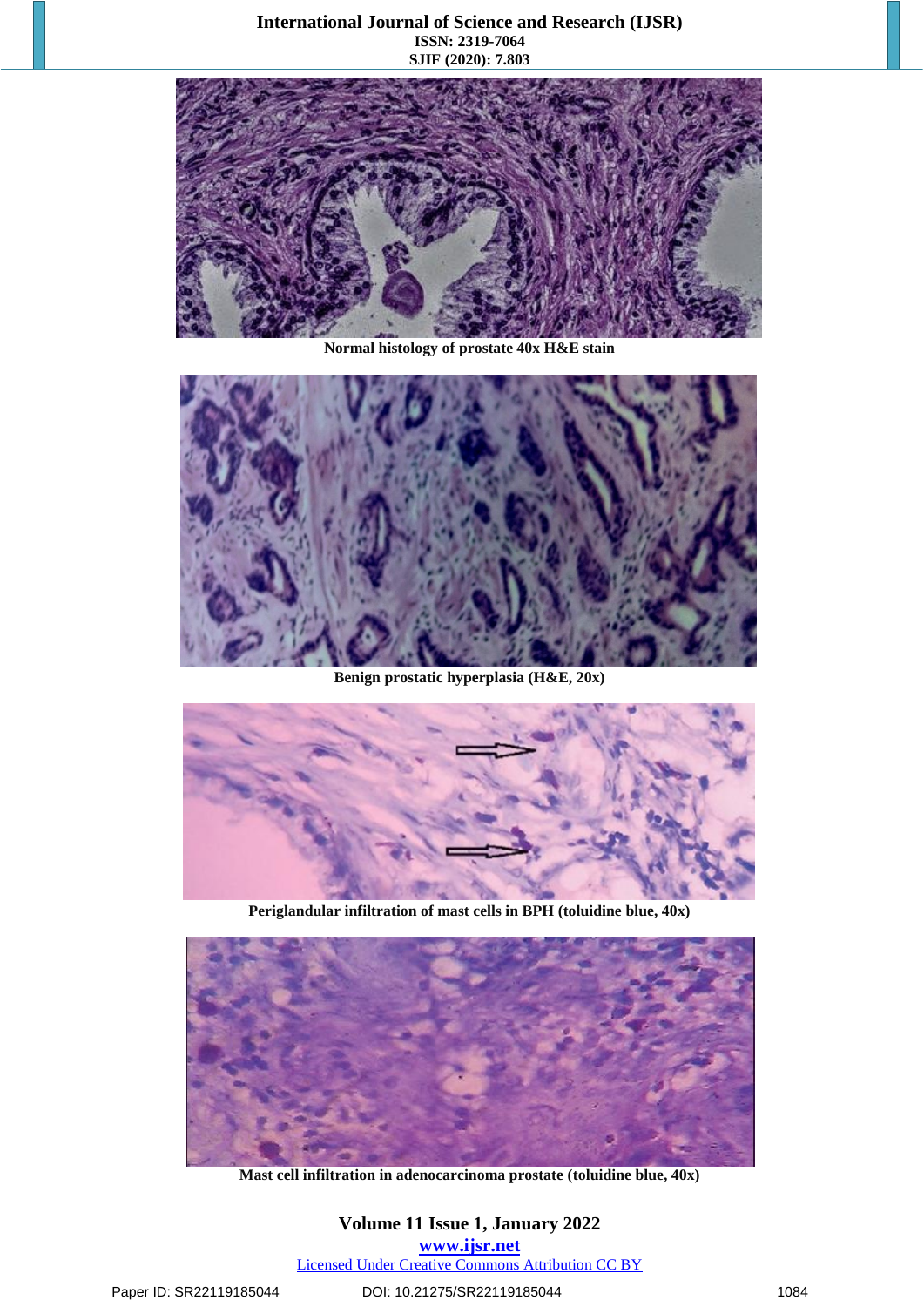Normal histology of prostate 40x H&E stain

Benign prostatic hyperplasia (H&E, 20x)

Periglandular infiltration of mast cells in BPH (toluidine blue, 40x)

Mast cell infiltration in adenocarcinoma prostate (toluidine blue, 40x)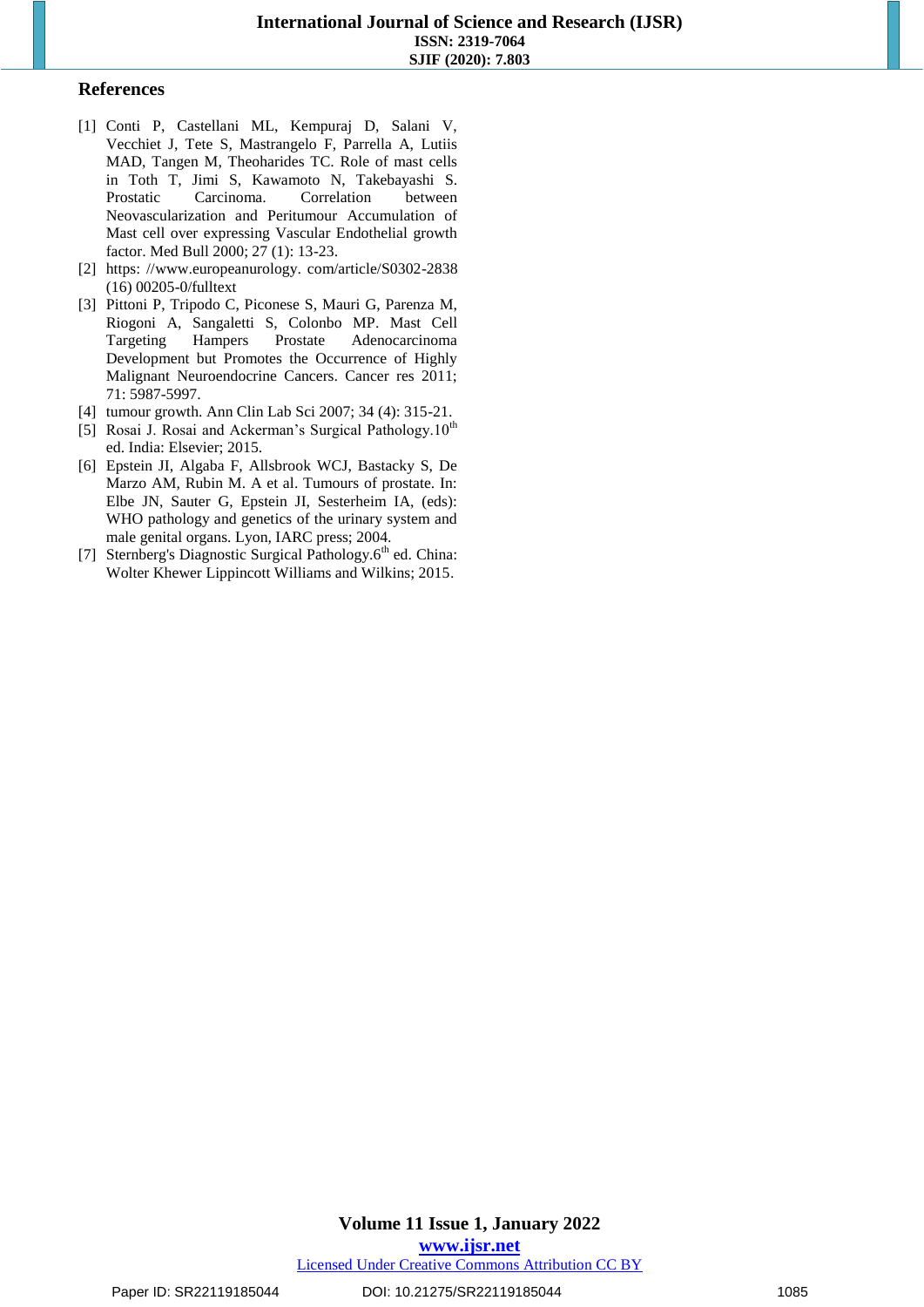## References

[1] Conti P, Castellani ML, Kempuraj D, Salani V, Vecchiet J, Tete S, Mastrangelo F, Parrella A, Lutiis MAD, Tangen M, Theoharides TC. Role of mast cells in Toth T, Jimi S, Kawamoto N, Takebayashi S. Prostatic Carcinoma. Correlation between Neovascularization and Peritumour Accumulation of Mast cell over expressing Vascular Endothelial growth factor. Med Bull 2000; 27 (1): 13-23.

[2] https: //www.europeanurology. com/article/S0302-2838 (16) 00205-0/fulltext

[3] Pittoni P, Tripodo C, Piconese S, Mauri G, Parenza M, Riogoni A, Sangaletti S, Colonbo MP. Mast Cell Targeting Hampers Prostate Adenocarcinoma Development but Promotes the Occurrence of Highly Malignant Neuroendocrine Cancers. Cancer res 2011; 71: 5987-5997.

[4] tumour growth. Ann Clin Lab Sci 2007; 34 (4): 315-21.

[5] Rosai J. Rosai and Ackerman's Surgical Pathology.10th ed. India: Elsevier; 2015.

[6] Epstein JI, Algaba F, Allsbrook WCJ, Bastacky S, De Marzo AM, Rubin M. A et al. Tumours of prostate. In: Elbe JN, Sauter G, Epstein JI, Sesterheim IA, (eds): WHO pathology and genetics of the urinary system and male genital organs. Lyon, IARC press; 2004.

[7] Sternberg's Diagnostic Surgical Pathology.6th ed. China: Wolter Khewer Lippincott Williams and Wilkins; 2015.